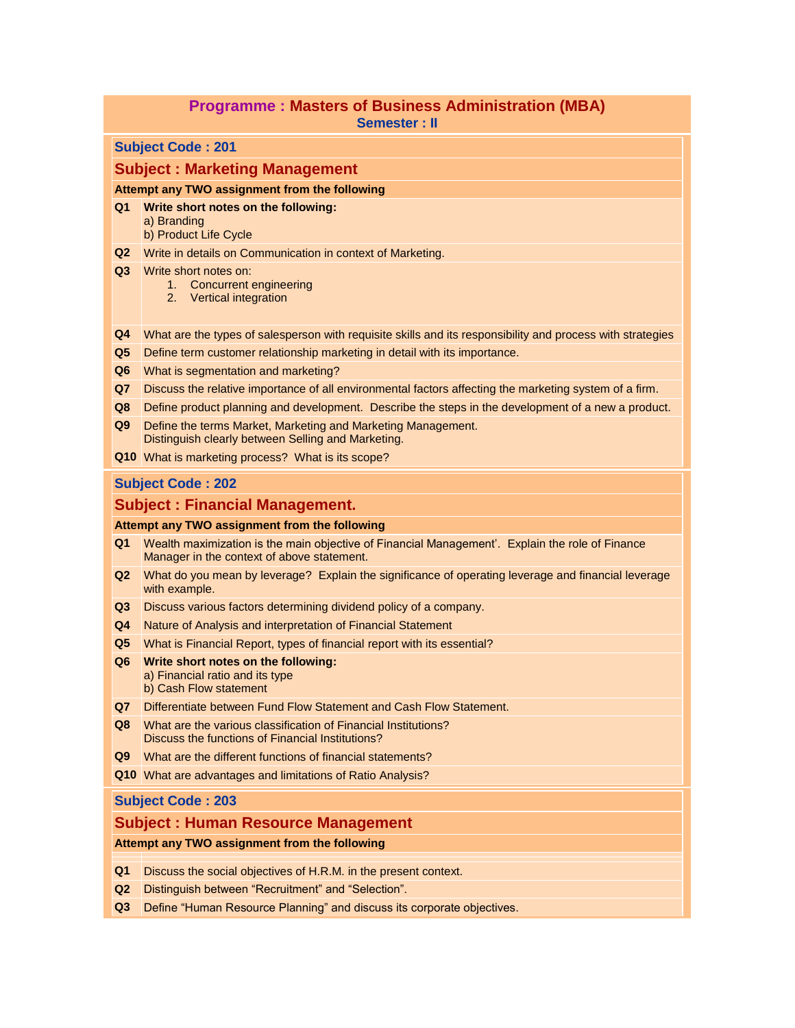# Programme : Masters of Business Administration (MBA)

**Semester : II**

## Subject Code : 201

## Subject : Marketing Management

**Attempt any TWO assignment from the following**

| | |
|---|---|
| **Q1** | **Write short notes on the following:**<br>a) Branding<br>b) Product Life Cycle |
| **Q2** | Write in details on Communication in context of Marketing. |
| **Q3** | Write short notes on:<br>1. Concurrent engineering<br>2. Vertical integration |
| **Q4** | What are the types of salesperson with requisite skills and its responsibility and process with strategies |
| **Q5** | Define term customer relationship marketing in detail with its importance. |
| **Q6** | What is segmentation and marketing? |
| **Q7** | Discuss the relative importance of all environmental factors affecting the marketing system of a firm. |
| **Q8** | Define product planning and development. Describe the steps in the development of a new a product. |
| **Q9** | Define the terms Market, Marketing and Marketing Management.<br>Distinguish clearly between Selling and Marketing. |
| **Q10** | What is marketing process? What is its scope? |

## Subject Code : 202

## Subject : Financial Management.

**Attempt any TWO assignment from the following**

| | |
|---|---|
| **Q1** | Wealth maximization is the main objective of Financial Management'. Explain the role of Finance Manager in the context of above statement. |
| **Q2** | What do you mean by leverage? Explain the significance of operating leverage and financial leverage with example. |
| **Q3** | Discuss various factors determining dividend policy of a company. |
| **Q4** | Nature of Analysis and interpretation of Financial Statement |
| **Q5** | What is Financial Report, types of financial report with its essential? |
| **Q6** | **Write short notes on the following:**<br>a) Financial ratio and its type<br>b) Cash Flow statement |
| **Q7** | Differentiate between Fund Flow Statement and Cash Flow Statement. |
| **Q8** | What are the various classification of Financial Institutions?<br>Discuss the functions of Financial Institutions? |
| **Q9** | What are the different functions of financial statements? |
| **Q10** | What are advantages and limitations of Ratio Analysis? |

## Subject Code : 203

## Subject : Human Resource Management

**Attempt any TWO assignment from the following**

| | |
|---|---|
| **Q1** | Discuss the social objectives of H.R.M. in the present context. |
| **Q2** | Distinguish between "Recruitment" and "Selection". |
| **Q3** | Define "Human Resource Planning" and discuss its corporate objectives. |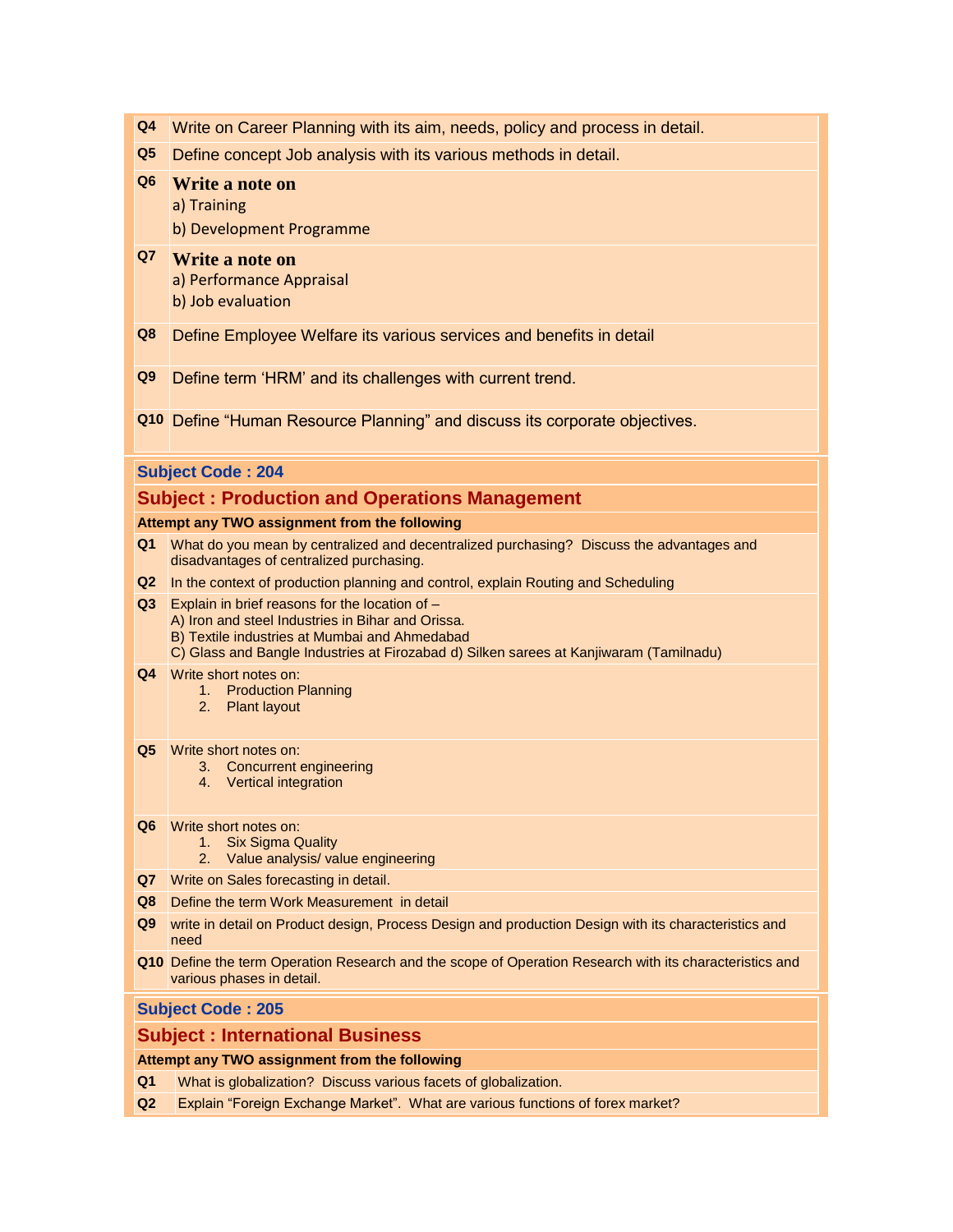| | |
|---|---|
| **Q4** | Write on Career Planning with its aim, needs, policy and process in detail. |
| **Q5** | Define concept Job analysis with its various methods in detail. |
| **Q6** | **Write a note on**<br>a) Training<br>b) Development Programme |
| **Q7** | **Write a note on**<br>a) Performance Appraisal<br>b) Job evaluation |
| **Q8** | Define Employee Welfare its various services and benefits in detail |
| **Q9** | Define term 'HRM' and its challenges with current trend. |
| **Q10** | Define "Human Resource Planning" and discuss its corporate objectives. |

**Subject Code : 204**

## Subject : Production and Operations Management

**Attempt any TWO assignment from the following**

| | |
|---|---|
| **Q1** | What do you mean by centralized and decentralized purchasing? Discuss the advantages and disadvantages of centralized purchasing. |
| **Q2** | In the context of production planning and control, explain Routing and Scheduling |
| **Q3** | Explain in brief reasons for the location of –<br>A) Iron and steel Industries in Bihar and Orissa.<br>B) Textile industries at Mumbai and Ahmedabad<br>C) Glass and Bangle Industries at Firozabad d) Silken sarees at Kanjiwaram (Tamilnadu) |
| **Q4** | Write short notes on:<br>1. Production Planning<br>2. Plant layout |
| **Q5** | Write short notes on:<br>3. Concurrent engineering<br>4. Vertical integration |
| **Q6** | Write short notes on:<br>1. Six Sigma Quality<br>2. Value analysis/ value engineering |
| **Q7** | Write on Sales forecasting in detail. |
| **Q8** | Define the term Work Measurement in detail |
| **Q9** | write in detail on Product design, Process Design and production Design with its characteristics and need |
| **Q10** | Define the term Operation Research and the scope of Operation Research with its characteristics and various phases in detail. |

**Subject Code : 205**

## Subject : International Business

**Attempt any TWO assignment from the following**

| | |
|---|---|
| **Q1** | What is globalization? Discuss various facets of globalization. |
| **Q2** | Explain "Foreign Exchange Market". What are various functions of forex market? |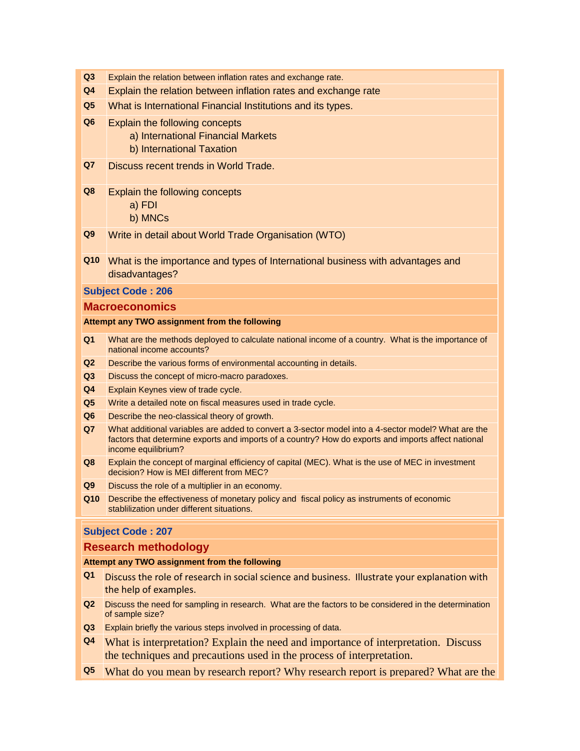| | |
|---|---|
| **Q3** | Explain the relation between inflation rates and exchange rate. |
| **Q4** | Explain the relation between inflation rates and exchange rate |
| **Q5** | What is International Financial Institutions and its types. |
| **Q6** | Explain the following concepts<br>a) International Financial Markets<br>b) International Taxation |
| **Q7** | Discuss recent trends in World Trade. |
| **Q8** | Explain the following concepts<br>a) FDI<br>b) MNCs |
| **Q9** | Write in detail about World Trade Organisation (WTO) |
| **Q10** | What is the importance and types of International business with advantages and disadvantages? |

**Subject Code : 206**

## Macroeconomics

**Attempt any TWO assignment from the following**

| | |
|---|---|
| **Q1** | What are the methods deployed to calculate national income of a country. What is the importance of national income accounts? |
| **Q2** | Describe the various forms of environmental accounting in details. |
| **Q3** | Discuss the concept of micro-macro paradoxes. |
| **Q4** | Explain Keynes view of trade cycle. |
| **Q5** | Write a detailed note on fiscal measures used in trade cycle. |
| **Q6** | Describe the neo-classical theory of growth. |
| **Q7** | What additional variables are added to convert a 3-sector model into a 4-sector model? What are the factors that determine exports and imports of a country? How do exports and imports affect national income equilibrium? |
| **Q8** | Explain the concept of marginal efficiency of capital (MEC). What is the use of MEC in investment decision? How is MEI different from MEC? |
| **Q9** | Discuss the role of a multiplier in an economy. |
| **Q10** | Describe the effectiveness of monetary policy and fiscal policy as instruments of economic stablilization under different situations. |

**Subject Code : 207**

## Research methodology

**Attempt any TWO assignment from the following**

| | |
|---|---|
| **Q1** | Discuss the role of research in social science and business. Illustrate your explanation with the help of examples. |
| **Q2** | Discuss the need for sampling in research. What are the factors to be considered in the determination of sample size? |
| **Q3** | Explain briefly the various steps involved in processing of data. |
| **Q4** | What is interpretation? Explain the need and importance of interpretation. Discuss the techniques and precautions used in the process of interpretation. |
| **Q5** | What do you mean by research report? Why research report is prepared? What are the |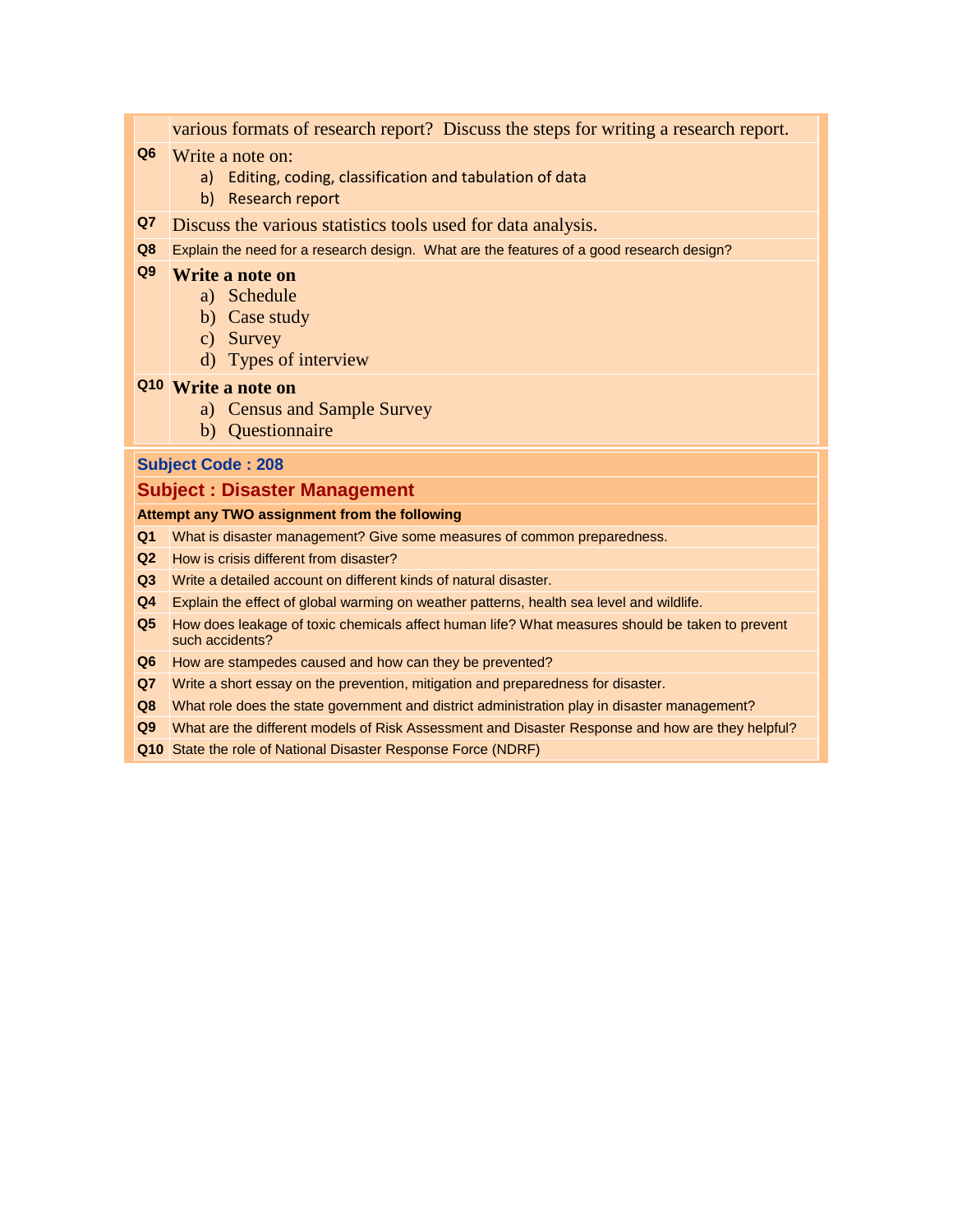| | |
|---|---|
| | various formats of research report? Discuss the steps for writing a research report. |
| **Q6** | Write a note on:<br>a) Editing, coding, classification and tabulation of data<br>b) Research report |
| **Q7** | Discuss the various statistics tools used for data analysis. |
| **Q8** | Explain the need for a research design. What are the features of a good research design? |
| **Q9** | **Write a note on**<br>a) Schedule<br>b) Case study<br>c) Survey<br>d) Types of interview |
| **Q10** | **Write a note on**<br>a) Census and Sample Survey<br>b) Questionnaire |

**Subject Code : 208**

## Subject : Disaster Management

**Attempt any TWO assignment from the following**

| | |
|---|---|
| **Q1** | What is disaster management? Give some measures of common preparedness. |
| **Q2** | How is crisis different from disaster? |
| **Q3** | Write a detailed account on different kinds of natural disaster. |
| **Q4** | Explain the effect of global warming on weather patterns, health sea level and wildlife. |
| **Q5** | How does leakage of toxic chemicals affect human life? What measures should be taken to prevent such accidents? |
| **Q6** | How are stampedes caused and how can they be prevented? |
| **Q7** | Write a short essay on the prevention, mitigation and preparedness for disaster. |
| **Q8** | What role does the state government and district administration play in disaster management? |
| **Q9** | What are the different models of Risk Assessment and Disaster Response and how are they helpful? |
| **Q10** | State the role of National Disaster Response Force (NDRF) |